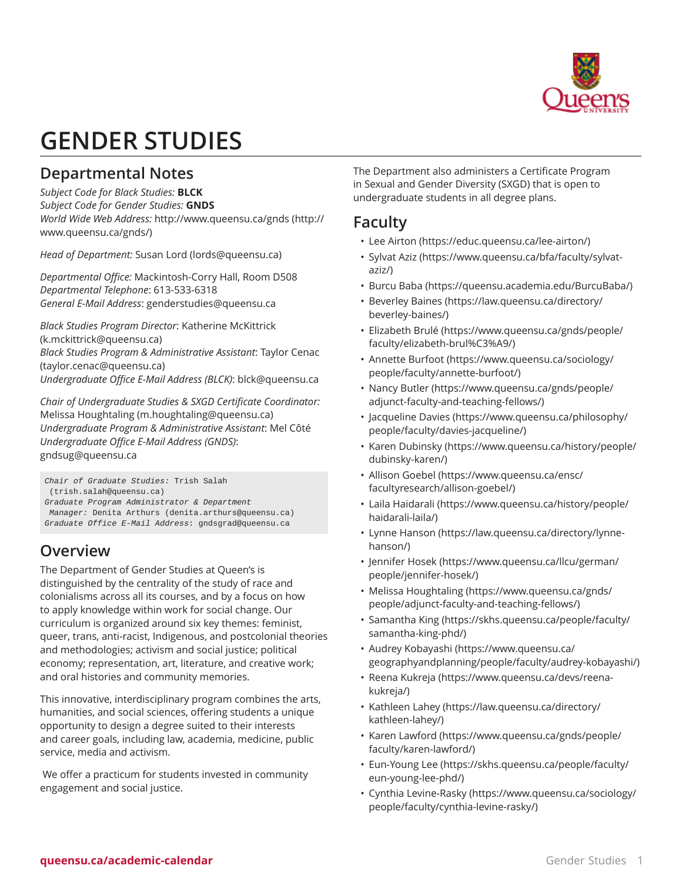# GENDER STUDIES

## Departmental Notes

*Subject Code for Black Studies:* **BLCK**
*Subject Code for Gender Studies:* **GNDS**
*World Wide Web Address:* http://www.queensu.ca/gnds (http://www.queensu.ca/gnds/)

*Head of Department:* Susan Lord (lords@queensu.ca)

*Departmental Office:* Mackintosh-Corry Hall, Room D508
*Departmental Telephone*: 613-533-6318
*General E-Mail Address*: genderstudies@queensu.ca

*Black Studies Program Director*: Katherine McKittrick (k.mckittrick@queensu.ca)
*Black Studies Program & Administrative Assistant*: Taylor Cenac (taylor.cenac@queensu.ca)
*Undergraduate Office E-Mail Address (BLCK)*: blck@queensu.ca

*Chair of Undergraduate Studies & SXGD Certificate Coordinator:* Melissa Houghtaling (m.houghtaling@queensu.ca)
*Undergraduate Program & Administrative Assistant*: Mel Côté
*Undergraduate Office E-Mail Address (GNDS)*: gndsug@queensu.ca

```
Chair of Graduate Studies: Trish Salah
 (trish.salah@queensu.ca)
Graduate Program Administrator & Department
 Manager: Denita Arthurs (denita.arthurs@queensu.ca)
Graduate Office E-Mail Address: gndsgrad@queensu.ca
```

## Overview

The Department of Gender Studies at Queen's is distinguished by the centrality of the study of race and colonialisms across all its courses, and by a focus on how to apply knowledge within work for social change. Our curriculum is organized around six key themes: feminist, queer, trans, anti-racist, Indigenous, and postcolonial theories and methodologies; activism and social justice; political economy; representation, art, literature, and creative work; and oral histories and community memories.

This innovative, interdisciplinary program combines the arts, humanities, and social sciences, offering students a unique opportunity to design a degree suited to their interests and career goals, including law, academia, medicine, public service, media and activism.

We offer a practicum for students invested in community engagement and social justice.

The Department also administers a Certificate Program in Sexual and Gender Diversity (SXGD) that is open to undergraduate students in all degree plans.

## Faculty

- Lee Airton (https://educ.queensu.ca/lee-airton/)
- Sylvat Aziz (https://www.queensu.ca/bfa/faculty/sylvat-aziz/)
- Burcu Baba (https://queensu.academia.edu/BurcuBaba/)
- Beverley Baines (https://law.queensu.ca/directory/beverley-baines/)
- Elizabeth Brulé (https://www.queensu.ca/gnds/people/faculty/elizabeth-brul%C3%A9/)
- Annette Burfoot (https://www.queensu.ca/sociology/people/faculty/annette-burfoot/)
- Nancy Butler (https://www.queensu.ca/gnds/people/adjunct-faculty-and-teaching-fellows/)
- Jacqueline Davies (https://www.queensu.ca/philosophy/people/faculty/davies-jacqueline/)
- Karen Dubinsky (https://www.queensu.ca/history/people/dubinsky-karen/)
- Allison Goebel (https://www.queensu.ca/ensc/facultyresearch/allison-goebel/)
- Laila Haidarali (https://www.queensu.ca/history/people/haidarali-laila/)
- Lynne Hanson (https://law.queensu.ca/directory/lynne-hanson/)
- Jennifer Hosek (https://www.queensu.ca/llcu/german/people/jennifer-hosek/)
- Melissa Houghtaling (https://www.queensu.ca/gnds/people/adjunct-faculty-and-teaching-fellows/)
- Samantha King (https://skhs.queensu.ca/people/faculty/samantha-king-phd/)
- Audrey Kobayashi (https://www.queensu.ca/geographyandplanning/people/faculty/audrey-kobayashi/)
- Reena Kukreja (https://www.queensu.ca/devs/reena-kukreja/)
- Kathleen Lahey (https://law.queensu.ca/directory/kathleen-lahey/)
- Karen Lawford (https://www.queensu.ca/gnds/people/faculty/karen-lawford/)
- Eun-Young Lee (https://skhs.queensu.ca/people/faculty/eun-young-lee-phd/)
- Cynthia Levine-Rasky (https://www.queensu.ca/sociology/people/faculty/cynthia-levine-rasky/)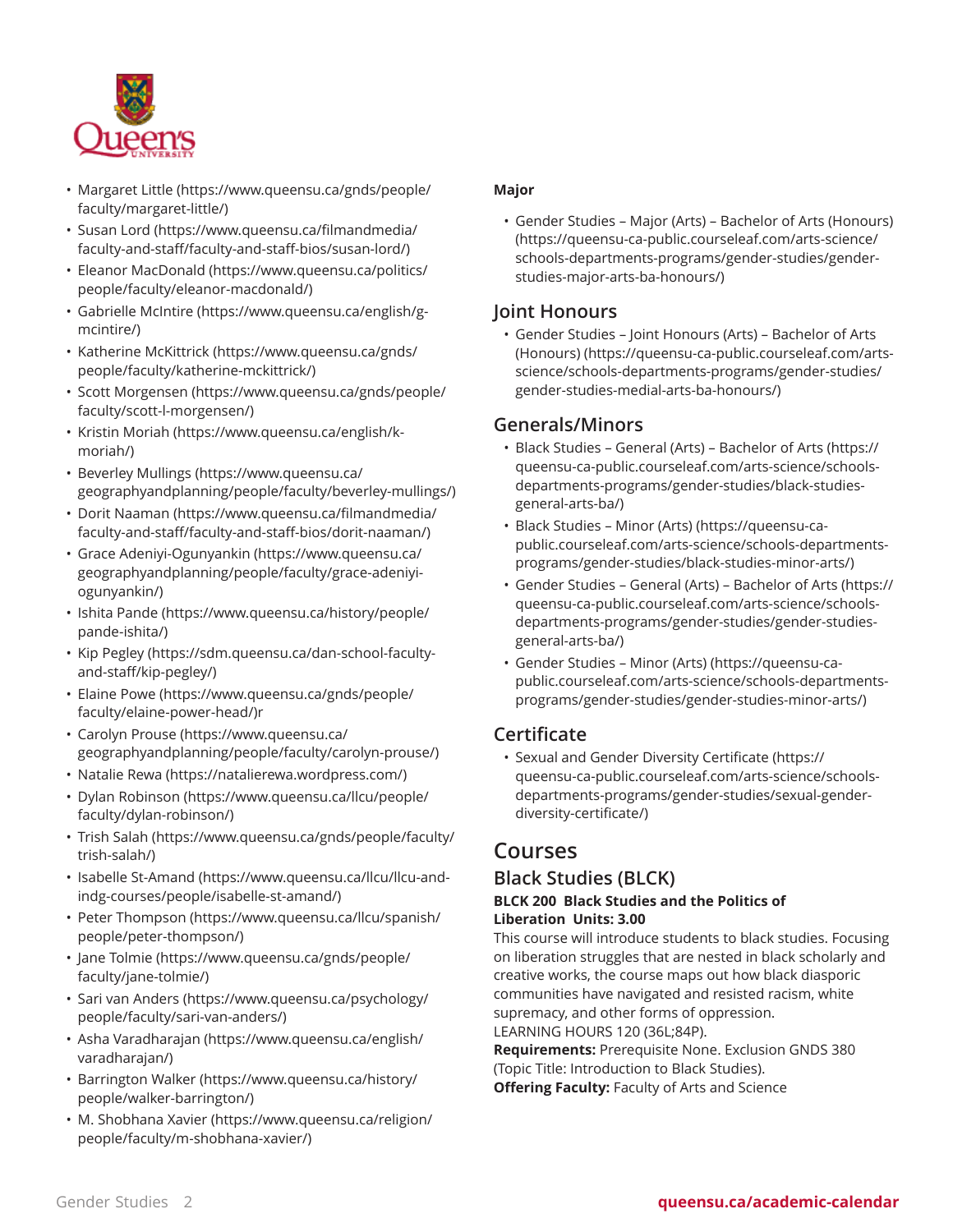- Margaret Little (https://www.queensu.ca/gnds/people/faculty/margaret-little/)
- Susan Lord (https://www.queensu.ca/filmandmedia/faculty-and-staff/faculty-and-staff-bios/susan-lord/)
- Eleanor MacDonald (https://www.queensu.ca/politics/people/faculty/eleanor-macdonald/)
- Gabrielle McIntire (https://www.queensu.ca/english/g-mcintire/)
- Katherine McKittrick (https://www.queensu.ca/gnds/people/faculty/katherine-mckittrick/)
- Scott Morgensen (https://www.queensu.ca/gnds/people/faculty/scott-l-morgensen/)
- Kristin Moriah (https://www.queensu.ca/english/k-moriah/)
- Beverley Mullings (https://www.queensu.ca/geographyandplanning/people/faculty/beverley-mullings/)
- Dorit Naaman (https://www.queensu.ca/filmandmedia/faculty-and-staff/faculty-and-staff-bios/dorit-naaman/)
- Grace Adeniyi-Ogunyankin (https://www.queensu.ca/geographyandplanning/people/faculty/grace-adeniyi-ogunyankin/)
- Ishita Pande (https://www.queensu.ca/history/people/pande-ishita/)
- Kip Pegley (https://sdm.queensu.ca/dan-school-faculty-and-staff/kip-pegley/)
- Elaine Powe (https://www.queensu.ca/gnds/people/faculty/elaine-power-head/)r
- Carolyn Prouse (https://www.queensu.ca/geographyandplanning/people/faculty/carolyn-prouse/)
- Natalie Rewa (https://natalierewa.wordpress.com/)
- Dylan Robinson (https://www.queensu.ca/llcu/people/faculty/dylan-robinson/)
- Trish Salah (https://www.queensu.ca/gnds/people/faculty/trish-salah/)
- Isabelle St-Amand (https://www.queensu.ca/llcu/llcu-and-indg-courses/people/isabelle-st-amand/)
- Peter Thompson (https://www.queensu.ca/llcu/spanish/people/peter-thompson/)
- Jane Tolmie (https://www.queensu.ca/gnds/people/faculty/jane-tolmie/)
- Sari van Anders (https://www.queensu.ca/psychology/people/faculty/sari-van-anders/)
- Asha Varadharajan (https://www.queensu.ca/english/varadharajan/)
- Barrington Walker (https://www.queensu.ca/history/people/walker-barrington/)
- M. Shobhana Xavier (https://www.queensu.ca/religion/people/faculty/m-shobhana-xavier/)

**Major**

- Gender Studies – Major (Arts) – Bachelor of Arts (Honours) (https://queensu-ca-public.courseleaf.com/arts-science/schools-departments-programs/gender-studies/gender-studies-major-arts-ba-honours/)

## Joint Honours

- Gender Studies – Joint Honours (Arts) – Bachelor of Arts (Honours) (https://queensu-ca-public.courseleaf.com/arts-science/schools-departments-programs/gender-studies/gender-studies-medial-arts-ba-honours/)

## Generals/Minors

- Black Studies – General (Arts) – Bachelor of Arts (https://queensu-ca-public.courseleaf.com/arts-science/schools-departments-programs/gender-studies/black-studies-general-arts-ba/)
- Black Studies – Minor (Arts) (https://queensu-ca-public.courseleaf.com/arts-science/schools-departments-programs/gender-studies/black-studies-minor-arts/)
- Gender Studies – General (Arts) – Bachelor of Arts (https://queensu-ca-public.courseleaf.com/arts-science/schools-departments-programs/gender-studies/gender-studies-general-arts-ba/)
- Gender Studies – Minor (Arts) (https://queensu-ca-public.courseleaf.com/arts-science/schools-departments-programs/gender-studies/gender-studies-minor-arts/)

## Certificate

- Sexual and Gender Diversity Certificate (https://queensu-ca-public.courseleaf.com/arts-science/schools-departments-programs/gender-studies/sexual-gender-diversity-certificate/)

# Courses

## Black Studies (BLCK)

**BLCK 200 Black Studies and the Politics of Liberation Units: 3.00**

This course will introduce students to black studies. Focusing on liberation struggles that are nested in black scholarly and creative works, the course maps out how black diasporic communities have navigated and resisted racism, white supremacy, and other forms of oppression.

LEARNING HOURS 120 (36L;84P).

**Requirements:** Prerequisite None. Exclusion GNDS 380 (Topic Title: Introduction to Black Studies).

**Offering Faculty:** Faculty of Arts and Science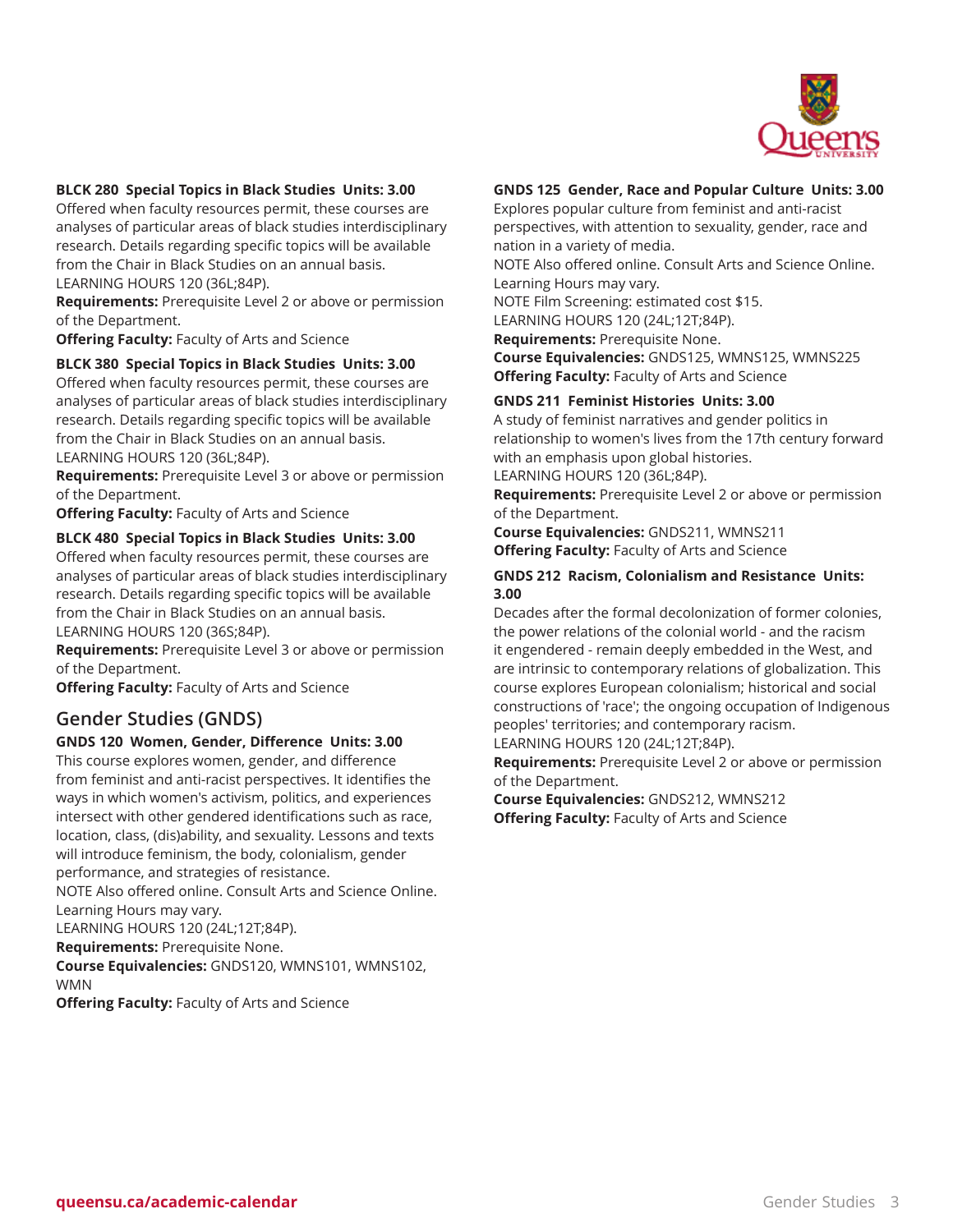**BLCK 280 Special Topics in Black Studies Units: 3.00**
Offered when faculty resources permit, these courses are analyses of particular areas of black studies interdisciplinary research. Details regarding specific topics will be available from the Chair in Black Studies on an annual basis.
LEARNING HOURS 120 (36L;84P).
**Requirements:** Prerequisite Level 2 or above or permission of the Department.
**Offering Faculty:** Faculty of Arts and Science

**BLCK 380 Special Topics in Black Studies Units: 3.00**
Offered when faculty resources permit, these courses are analyses of particular areas of black studies interdisciplinary research. Details regarding specific topics will be available from the Chair in Black Studies on an annual basis.
LEARNING HOURS 120 (36L;84P).
**Requirements:** Prerequisite Level 3 or above or permission of the Department.
**Offering Faculty:** Faculty of Arts and Science

**BLCK 480 Special Topics in Black Studies Units: 3.00**
Offered when faculty resources permit, these courses are analyses of particular areas of black studies interdisciplinary research. Details regarding specific topics will be available from the Chair in Black Studies on an annual basis.
LEARNING HOURS 120 (36S;84P).
**Requirements:** Prerequisite Level 3 or above or permission of the Department.
**Offering Faculty:** Faculty of Arts and Science

## Gender Studies (GNDS)

**GNDS 120 Women, Gender, Difference Units: 3.00**
This course explores women, gender, and difference from feminist and anti-racist perspectives. It identifies the ways in which women's activism, politics, and experiences intersect with other gendered identifications such as race, location, class, (dis)ability, and sexuality. Lessons and texts will introduce feminism, the body, colonialism, gender performance, and strategies of resistance.
NOTE Also offered online. Consult Arts and Science Online. Learning Hours may vary.
LEARNING HOURS 120 (24L;12T;84P).
**Requirements:** Prerequisite None.
**Course Equivalencies:** GNDS120, WMNS101, WMNS102, WMN
**Offering Faculty:** Faculty of Arts and Science

**GNDS 125 Gender, Race and Popular Culture Units: 3.00**
Explores popular culture from feminist and anti-racist perspectives, with attention to sexuality, gender, race and nation in a variety of media.
NOTE Also offered online. Consult Arts and Science Online. Learning Hours may vary.
NOTE Film Screening: estimated cost $15.
LEARNING HOURS 120 (24L;12T;84P).
**Requirements:** Prerequisite None.
**Course Equivalencies:** GNDS125, WMNS125, WMNS225
**Offering Faculty:** Faculty of Arts and Science

**GNDS 211 Feminist Histories Units: 3.00**
A study of feminist narratives and gender politics in relationship to women's lives from the 17th century forward with an emphasis upon global histories.
LEARNING HOURS 120 (36L;84P).
**Requirements:** Prerequisite Level 2 or above or permission of the Department.
**Course Equivalencies:** GNDS211, WMNS211
**Offering Faculty:** Faculty of Arts and Science

**GNDS 212 Racism, Colonialism and Resistance Units: 3.00**
Decades after the formal decolonization of former colonies, the power relations of the colonial world - and the racism it engendered - remain deeply embedded in the West, and are intrinsic to contemporary relations of globalization. This course explores European colonialism; historical and social constructions of 'race'; the ongoing occupation of Indigenous peoples' territories; and contemporary racism.
LEARNING HOURS 120 (24L;12T;84P).
**Requirements:** Prerequisite Level 2 or above or permission of the Department.
**Course Equivalencies:** GNDS212, WMNS212
**Offering Faculty:** Faculty of Arts and Science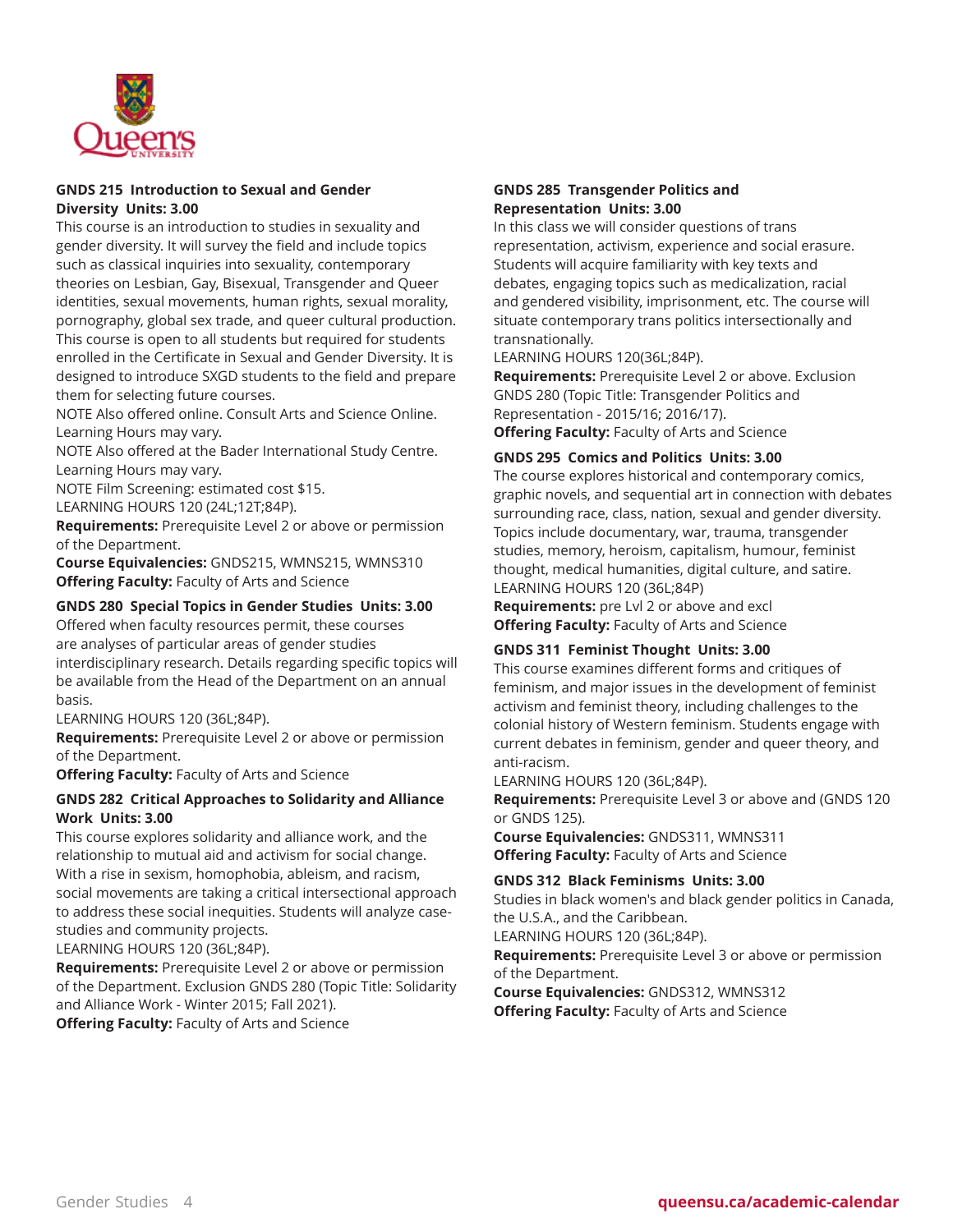### GNDS 215 Introduction to Sexual and Gender Diversity Units: 3.00

This course is an introduction to studies in sexuality and gender diversity. It will survey the field and include topics such as classical inquiries into sexuality, contemporary theories on Lesbian, Gay, Bisexual, Transgender and Queer identities, sexual movements, human rights, sexual morality, pornography, global sex trade, and queer cultural production. This course is open to all students but required for students enrolled in the Certificate in Sexual and Gender Diversity. It is designed to introduce SXGD students to the field and prepare them for selecting future courses.
NOTE Also offered online. Consult Arts and Science Online. Learning Hours may vary.
NOTE Also offered at the Bader International Study Centre. Learning Hours may vary.
NOTE Film Screening: estimated cost $15.
LEARNING HOURS 120 (24L;12T;84P).
**Requirements:** Prerequisite Level 2 or above or permission of the Department.
**Course Equivalencies:** GNDS215, WMNS215, WMNS310
**Offering Faculty:** Faculty of Arts and Science

### GNDS 280 Special Topics in Gender Studies Units: 3.00

Offered when faculty resources permit, these courses are analyses of particular areas of gender studies interdisciplinary research. Details regarding specific topics will be available from the Head of the Department on an annual basis.
LEARNING HOURS 120 (36L;84P).
**Requirements:** Prerequisite Level 2 or above or permission of the Department.
**Offering Faculty:** Faculty of Arts and Science

### GNDS 282 Critical Approaches to Solidarity and Alliance Work Units: 3.00

This course explores solidarity and alliance work, and the relationship to mutual aid and activism for social change. With a rise in sexism, homophobia, ableism, and racism, social movements are taking a critical intersectional approach to address these social inequities. Students will analyze case-studies and community projects.
LEARNING HOURS 120 (36L;84P).
**Requirements:** Prerequisite Level 2 or above or permission of the Department. Exclusion GNDS 280 (Topic Title: Solidarity and Alliance Work - Winter 2015; Fall 2021).
**Offering Faculty:** Faculty of Arts and Science

### GNDS 285 Transgender Politics and Representation Units: 3.00

In this class we will consider questions of trans representation, activism, experience and social erasure. Students will acquire familiarity with key texts and debates, engaging topics such as medicalization, racial and gendered visibility, imprisonment, etc. The course will situate contemporary trans politics intersectionally and transnationally.
LEARNING HOURS 120(36L;84P).
**Requirements:** Prerequisite Level 2 or above. Exclusion GNDS 280 (Topic Title: Transgender Politics and Representation - 2015/16; 2016/17).
**Offering Faculty:** Faculty of Arts and Science

### GNDS 295 Comics and Politics Units: 3.00

The course explores historical and contemporary comics, graphic novels, and sequential art in connection with debates surrounding race, class, nation, sexual and gender diversity. Topics include documentary, war, trauma, transgender studies, memory, heroism, capitalism, humour, feminist thought, medical humanities, digital culture, and satire.
LEARNING HOURS 120 (36L;84P)
**Requirements:** pre Lvl 2 or above and excl
**Offering Faculty:** Faculty of Arts and Science

### GNDS 311 Feminist Thought Units: 3.00

This course examines different forms and critiques of feminism, and major issues in the development of feminist activism and feminist theory, including challenges to the colonial history of Western feminism. Students engage with current debates in feminism, gender and queer theory, and anti-racism.
LEARNING HOURS 120 (36L;84P).
**Requirements:** Prerequisite Level 3 or above and (GNDS 120 or GNDS 125).
**Course Equivalencies:** GNDS311, WMNS311
**Offering Faculty:** Faculty of Arts and Science

### GNDS 312 Black Feminisms Units: 3.00

Studies in black women's and black gender politics in Canada, the U.S.A., and the Caribbean.
LEARNING HOURS 120 (36L;84P).
**Requirements:** Prerequisite Level 3 or above or permission of the Department.
**Course Equivalencies:** GNDS312, WMNS312
**Offering Faculty:** Faculty of Arts and Science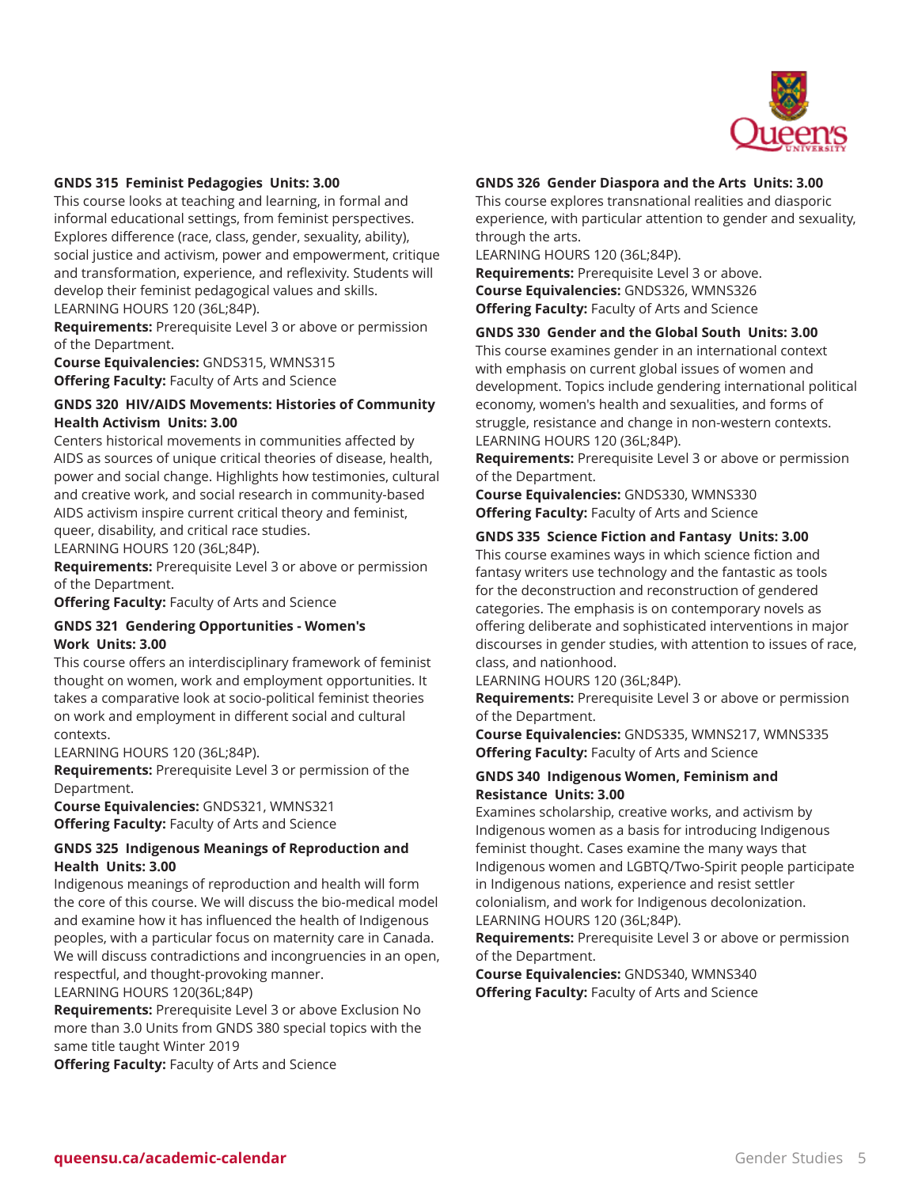**GNDS 315 Feminist Pedagogies Units: 3.00**

This course looks at teaching and learning, in formal and informal educational settings, from feminist perspectives. Explores difference (race, class, gender, sexuality, ability), social justice and activism, power and empowerment, critique and transformation, experience, and reflexivity. Students will develop their feminist pedagogical values and skills.
LEARNING HOURS 120 (36L;84P).

**Requirements:** Prerequisite Level 3 or above or permission of the Department.

**Course Equivalencies:** GNDS315, WMNS315

**Offering Faculty:** Faculty of Arts and Science

**GNDS 320 HIV/AIDS Movements: Histories of Community Health Activism Units: 3.00**

Centers historical movements in communities affected by AIDS as sources of unique critical theories of disease, health, power and social change. Highlights how testimonies, cultural and creative work, and social research in community-based AIDS activism inspire current critical theory and feminist, queer, disability, and critical race studies.
LEARNING HOURS 120 (36L;84P).

**Requirements:** Prerequisite Level 3 or above or permission of the Department.

**Offering Faculty:** Faculty of Arts and Science

**GNDS 321 Gendering Opportunities - Women's Work Units: 3.00**

This course offers an interdisciplinary framework of feminist thought on women, work and employment opportunities. It takes a comparative look at socio-political feminist theories on work and employment in different social and cultural contexts.
LEARNING HOURS 120 (36L;84P).

**Requirements:** Prerequisite Level 3 or permission of the Department.

**Course Equivalencies:** GNDS321, WMNS321

**Offering Faculty:** Faculty of Arts and Science

**GNDS 325 Indigenous Meanings of Reproduction and Health Units: 3.00**

Indigenous meanings of reproduction and health will form the core of this course. We will discuss the bio-medical model and examine how it has influenced the health of Indigenous peoples, with a particular focus on maternity care in Canada. We will discuss contradictions and incongruencies in an open, respectful, and thought-provoking manner.
LEARNING HOURS 120(36L;84P)

**Requirements:** Prerequisite Level 3 or above Exclusion No more than 3.0 Units from GNDS 380 special topics with the same title taught Winter 2019

**Offering Faculty:** Faculty of Arts and Science

**GNDS 326 Gender Diaspora and the Arts Units: 3.00**

This course explores transnational realities and diasporic experience, with particular attention to gender and sexuality, through the arts.
LEARNING HOURS 120 (36L;84P).

**Requirements:** Prerequisite Level 3 or above.

**Course Equivalencies:** GNDS326, WMNS326

**Offering Faculty:** Faculty of Arts and Science

**GNDS 330 Gender and the Global South Units: 3.00**

This course examines gender in an international context with emphasis on current global issues of women and development. Topics include gendering international political economy, women's health and sexualities, and forms of struggle, resistance and change in non-western contexts.
LEARNING HOURS 120 (36L;84P).

**Requirements:** Prerequisite Level 3 or above or permission of the Department.

**Course Equivalencies:** GNDS330, WMNS330

**Offering Faculty:** Faculty of Arts and Science

**GNDS 335 Science Fiction and Fantasy Units: 3.00**

This course examines ways in which science fiction and fantasy writers use technology and the fantastic as tools for the deconstruction and reconstruction of gendered categories. The emphasis is on contemporary novels as offering deliberate and sophisticated interventions in major discourses in gender studies, with attention to issues of race, class, and nationhood.
LEARNING HOURS 120 (36L;84P).

**Requirements:** Prerequisite Level 3 or above or permission of the Department.

**Course Equivalencies:** GNDS335, WMNS217, WMNS335

**Offering Faculty:** Faculty of Arts and Science

**GNDS 340 Indigenous Women, Feminism and Resistance Units: 3.00**

Examines scholarship, creative works, and activism by Indigenous women as a basis for introducing Indigenous feminist thought. Cases examine the many ways that Indigenous women and LGBTQ/Two-Spirit people participate in Indigenous nations, experience and resist settler colonialism, and work for Indigenous decolonization.
LEARNING HOURS 120 (36L;84P).

**Requirements:** Prerequisite Level 3 or above or permission of the Department.

**Course Equivalencies:** GNDS340, WMNS340

**Offering Faculty:** Faculty of Arts and Science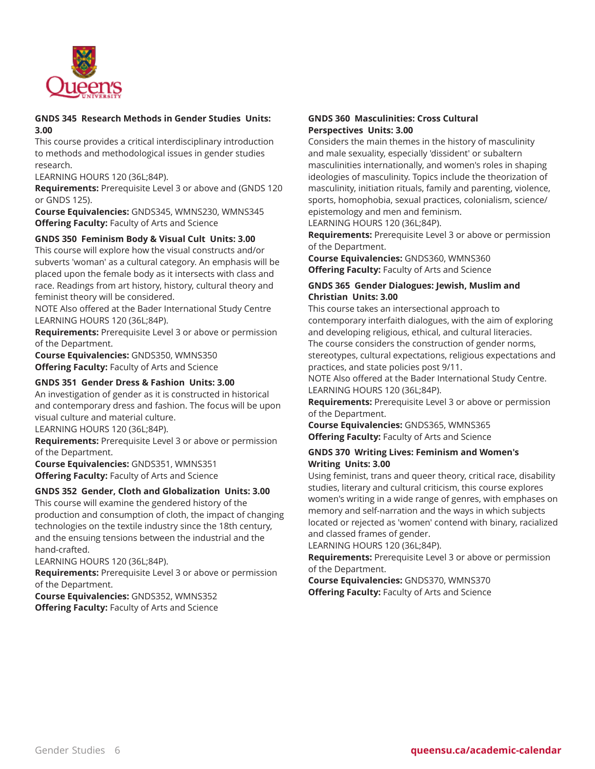#### GNDS 345 Research Methods in Gender Studies Units: 3.00

This course provides a critical interdisciplinary introduction to methods and methodological issues in gender studies research.

LEARNING HOURS 120 (36L;84P).

**Requirements:** Prerequisite Level 3 or above and (GNDS 120 or GNDS 125).

**Course Equivalencies:** GNDS345, WMNS230, WMNS345

**Offering Faculty:** Faculty of Arts and Science

#### GNDS 350 Feminism Body & Visual Cult Units: 3.00

This course will explore how the visual constructs and/or subverts 'woman' as a cultural category. An emphasis will be placed upon the female body as it intersects with class and race. Readings from art history, history, cultural theory and feminist theory will be considered.

NOTE Also offered at the Bader International Study Centre

LEARNING HOURS 120 (36L;84P).

**Requirements:** Prerequisite Level 3 or above or permission of the Department.

**Course Equivalencies:** GNDS350, WMNS350

**Offering Faculty:** Faculty of Arts and Science

#### GNDS 351 Gender Dress & Fashion Units: 3.00

An investigation of gender as it is constructed in historical and contemporary dress and fashion. The focus will be upon visual culture and material culture.

LEARNING HOURS 120 (36L;84P).

**Requirements:** Prerequisite Level 3 or above or permission of the Department.

**Course Equivalencies:** GNDS351, WMNS351

**Offering Faculty:** Faculty of Arts and Science

#### GNDS 352 Gender, Cloth and Globalization Units: 3.00

This course will examine the gendered history of the production and consumption of cloth, the impact of changing technologies on the textile industry since the 18th century, and the ensuing tensions between the industrial and the hand-crafted.

LEARNING HOURS 120 (36L;84P).

**Requirements:** Prerequisite Level 3 or above or permission of the Department.

**Course Equivalencies:** GNDS352, WMNS352

**Offering Faculty:** Faculty of Arts and Science

#### GNDS 360 Masculinities: Cross Cultural Perspectives Units: 3.00

Considers the main themes in the history of masculinity and male sexuality, especially 'dissident' or subaltern masculinities internationally, and women's roles in shaping ideologies of masculinity. Topics include the theorization of masculinity, initiation rituals, family and parenting, violence, sports, homophobia, sexual practices, colonialism, science/epistemology and men and feminism.

LEARNING HOURS 120 (36L;84P).

**Requirements:** Prerequisite Level 3 or above or permission of the Department.

**Course Equivalencies:** GNDS360, WMNS360

**Offering Faculty:** Faculty of Arts and Science

#### GNDS 365 Gender Dialogues: Jewish, Muslim and Christian Units: 3.00

This course takes an intersectional approach to contemporary interfaith dialogues, with the aim of exploring and developing religious, ethical, and cultural literacies. The course considers the construction of gender norms, stereotypes, cultural expectations, religious expectations and practices, and state policies post 9/11.

NOTE Also offered at the Bader International Study Centre.

LEARNING HOURS 120 (36L;84P).

**Requirements:** Prerequisite Level 3 or above or permission of the Department.

**Course Equivalencies:** GNDS365, WMNS365

**Offering Faculty:** Faculty of Arts and Science

#### GNDS 370 Writing Lives: Feminism and Women's Writing Units: 3.00

Using feminist, trans and queer theory, critical race, disability studies, literary and cultural criticism, this course explores women's writing in a wide range of genres, with emphases on memory and self-narration and the ways in which subjects located or rejected as 'women' contend with binary, racialized and classed frames of gender.

LEARNING HOURS 120 (36L;84P).

**Requirements:** Prerequisite Level 3 or above or permission of the Department.

**Course Equivalencies:** GNDS370, WMNS370

**Offering Faculty:** Faculty of Arts and Science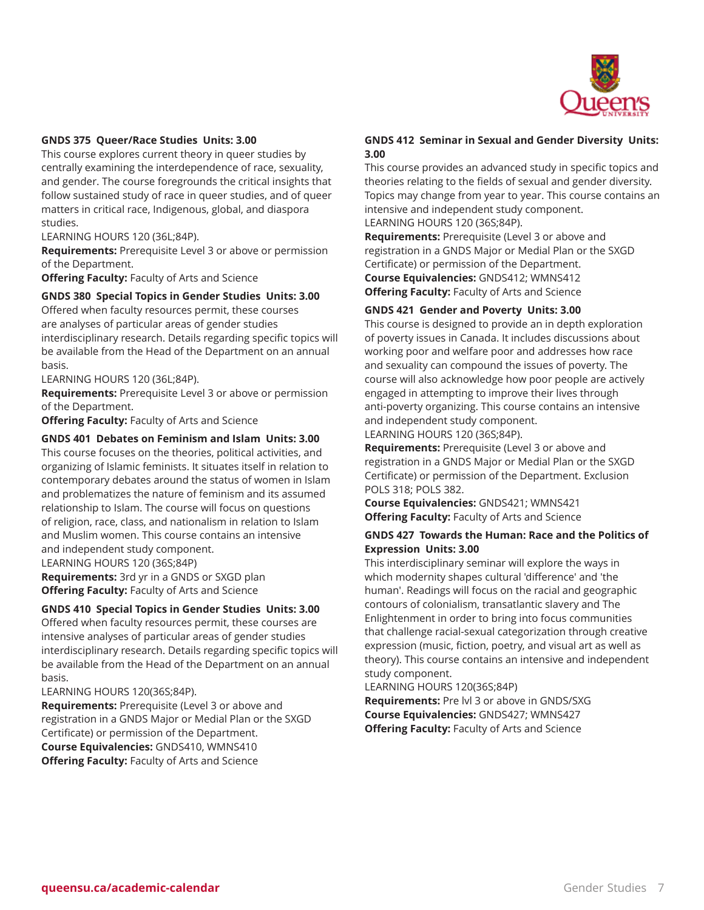### GNDS 375 Queer/Race Studies Units: 3.00

This course explores current theory in queer studies by centrally examining the interdependence of race, sexuality, and gender. The course foregrounds the critical insights that follow sustained study of race in queer studies, and of queer matters in critical race, Indigenous, global, and diaspora studies.

LEARNING HOURS 120 (36L;84P).

**Requirements:** Prerequisite Level 3 or above or permission of the Department.

**Offering Faculty:** Faculty of Arts and Science

### GNDS 380 Special Topics in Gender Studies Units: 3.00

Offered when faculty resources permit, these courses are analyses of particular areas of gender studies interdisciplinary research. Details regarding specific topics will be available from the Head of the Department on an annual basis.

LEARNING HOURS 120 (36L;84P).

**Requirements:** Prerequisite Level 3 or above or permission of the Department.

**Offering Faculty:** Faculty of Arts and Science

### GNDS 401 Debates on Feminism and Islam Units: 3.00

This course focuses on the theories, political activities, and organizing of Islamic feminists. It situates itself in relation to contemporary debates around the status of women in Islam and problematizes the nature of feminism and its assumed relationship to Islam. The course will focus on questions of religion, race, class, and nationalism in relation to Islam and Muslim women. This course contains an intensive and independent study component.

LEARNING HOURS 120 (36S;84P)

**Requirements:** 3rd yr in a GNDS or SXGD plan

**Offering Faculty:** Faculty of Arts and Science

### GNDS 410 Special Topics in Gender Studies Units: 3.00

Offered when faculty resources permit, these courses are intensive analyses of particular areas of gender studies interdisciplinary research. Details regarding specific topics will be available from the Head of the Department on an annual basis.

LEARNING HOURS 120(36S;84P).

**Requirements:** Prerequisite (Level 3 or above and registration in a GNDS Major or Medial Plan or the SXGD Certificate) or permission of the Department.

**Course Equivalencies:** GNDS410, WMNS410

**Offering Faculty:** Faculty of Arts and Science

### GNDS 412 Seminar in Sexual and Gender Diversity Units: 3.00

This course provides an advanced study in specific topics and theories relating to the fields of sexual and gender diversity. Topics may change from year to year. This course contains an intensive and independent study component.

LEARNING HOURS 120 (36S;84P).

**Requirements:** Prerequisite (Level 3 or above and registration in a GNDS Major or Medial Plan or the SXGD Certificate) or permission of the Department.

**Course Equivalencies:** GNDS412; WMNS412

**Offering Faculty:** Faculty of Arts and Science

### GNDS 421 Gender and Poverty Units: 3.00

This course is designed to provide an in depth exploration of poverty issues in Canada. It includes discussions about working poor and welfare poor and addresses how race and sexuality can compound the issues of poverty. The course will also acknowledge how poor people are actively engaged in attempting to improve their lives through anti-poverty organizing. This course contains an intensive and independent study component.

LEARNING HOURS 120 (36S;84P).

**Requirements:** Prerequisite (Level 3 or above and registration in a GNDS Major or Medial Plan or the SXGD Certificate) or permission of the Department. Exclusion POLS 318; POLS 382.

**Course Equivalencies:** GNDS421; WMNS421

**Offering Faculty:** Faculty of Arts and Science

### GNDS 427 Towards the Human: Race and the Politics of Expression Units: 3.00

This interdisciplinary seminar will explore the ways in which modernity shapes cultural 'difference' and 'the human'. Readings will focus on the racial and geographic contours of colonialism, transatlantic slavery and The Enlightenment in order to bring into focus communities that challenge racial-sexual categorization through creative expression (music, fiction, poetry, and visual art as well as theory). This course contains an intensive and independent study component.

LEARNING HOURS 120(36S;84P)

**Requirements:** Pre lvl 3 or above in GNDS/SXG

**Course Equivalencies:** GNDS427; WMNS427

**Offering Faculty:** Faculty of Arts and Science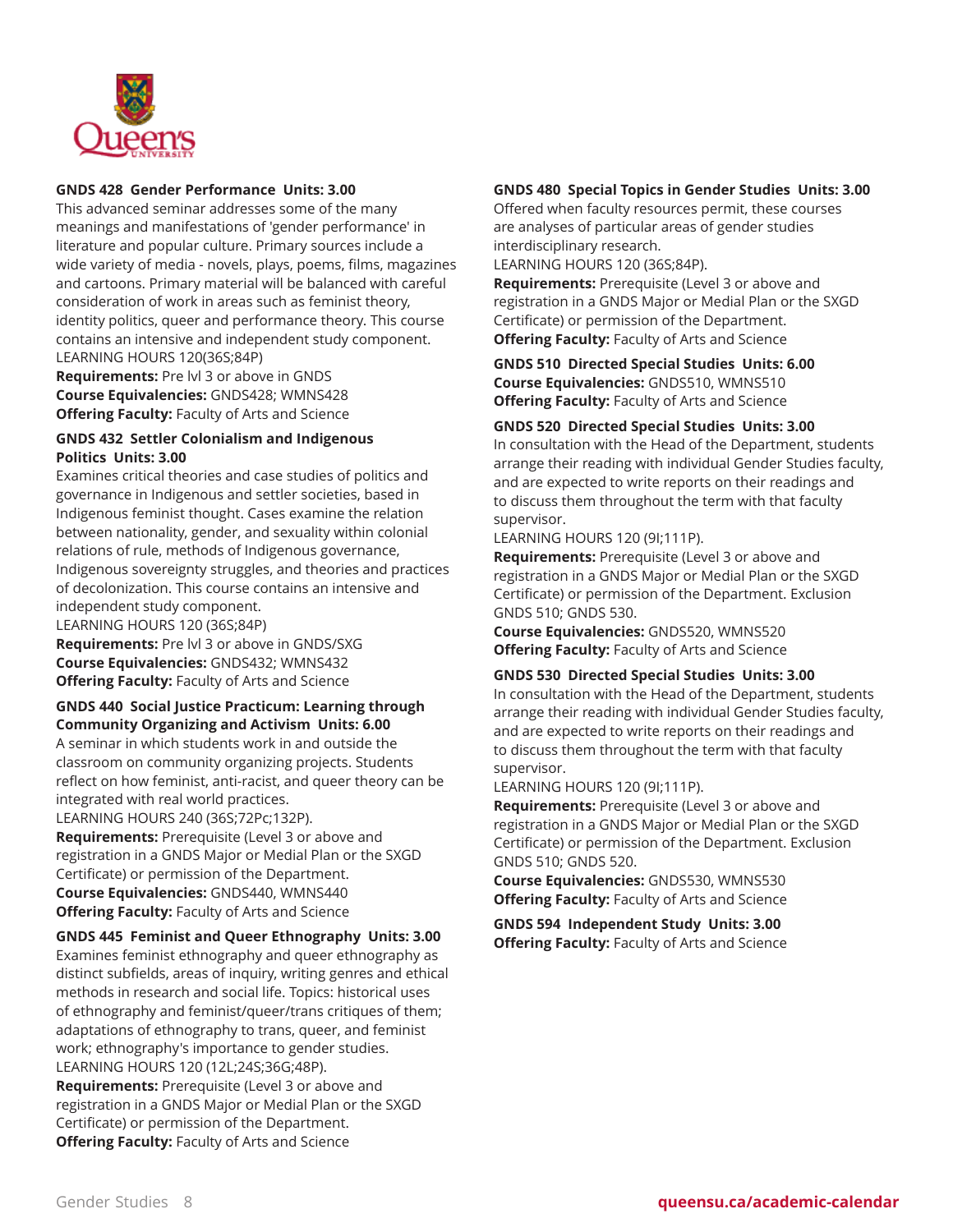### GNDS 428 Gender Performance Units: 3.00

This advanced seminar addresses some of the many meanings and manifestations of 'gender performance' in literature and popular culture. Primary sources include a wide variety of media - novels, plays, poems, films, magazines and cartoons. Primary material will be balanced with careful consideration of work in areas such as feminist theory, identity politics, queer and performance theory. This course contains an intensive and independent study component.
LEARNING HOURS 120(36S;84P)

**Requirements:** Pre lvl 3 or above in GNDS
**Course Equivalencies:** GNDS428; WMNS428
**Offering Faculty:** Faculty of Arts and Science

### GNDS 432 Settler Colonialism and Indigenous Politics Units: 3.00

Examines critical theories and case studies of politics and governance in Indigenous and settler societies, based in Indigenous feminist thought. Cases examine the relation between nationality, gender, and sexuality within colonial relations of rule, methods of Indigenous governance, Indigenous sovereignty struggles, and theories and practices of decolonization. This course contains an intensive and independent study component.
LEARNING HOURS 120 (36S;84P)

**Requirements:** Pre lvl 3 or above in GNDS/SXG
**Course Equivalencies:** GNDS432; WMNS432
**Offering Faculty:** Faculty of Arts and Science

### GNDS 440 Social Justice Practicum: Learning through Community Organizing and Activism Units: 6.00

A seminar in which students work in and outside the classroom on community organizing projects. Students reflect on how feminist, anti-racist, and queer theory can be integrated with real world practices.
LEARNING HOURS 240 (36S;72Pc;132P).

**Requirements:** Prerequisite (Level 3 or above and registration in a GNDS Major or Medial Plan or the SXGD Certificate) or permission of the Department.
**Course Equivalencies:** GNDS440, WMNS440
**Offering Faculty:** Faculty of Arts and Science

### GNDS 445 Feminist and Queer Ethnography Units: 3.00

Examines feminist ethnography and queer ethnography as distinct subfields, areas of inquiry, writing genres and ethical methods in research and social life. Topics: historical uses of ethnography and feminist/queer/trans critiques of them; adaptations of ethnography to trans, queer, and feminist work; ethnography's importance to gender studies.
LEARNING HOURS 120 (12L;24S;36G;48P).

**Requirements:** Prerequisite (Level 3 or above and registration in a GNDS Major or Medial Plan or the SXGD Certificate) or permission of the Department.
**Offering Faculty:** Faculty of Arts and Science

### GNDS 480 Special Topics in Gender Studies Units: 3.00

Offered when faculty resources permit, these courses are analyses of particular areas of gender studies interdisciplinary research.
LEARNING HOURS 120 (36S;84P).

**Requirements:** Prerequisite (Level 3 or above and registration in a GNDS Major or Medial Plan or the SXGD Certificate) or permission of the Department.
**Offering Faculty:** Faculty of Arts and Science

### GNDS 510 Directed Special Studies Units: 6.00

**Course Equivalencies:** GNDS510, WMNS510
**Offering Faculty:** Faculty of Arts and Science

### GNDS 520 Directed Special Studies Units: 3.00

In consultation with the Head of the Department, students arrange their reading with individual Gender Studies faculty, and are expected to write reports on their readings and to discuss them throughout the term with that faculty supervisor.
LEARNING HOURS 120 (9I;111P).

**Requirements:** Prerequisite (Level 3 or above and registration in a GNDS Major or Medial Plan or the SXGD Certificate) or permission of the Department. Exclusion GNDS 510; GNDS 530.
**Course Equivalencies:** GNDS520, WMNS520
**Offering Faculty:** Faculty of Arts and Science

### GNDS 530 Directed Special Studies Units: 3.00

In consultation with the Head of the Department, students arrange their reading with individual Gender Studies faculty, and are expected to write reports on their readings and to discuss them throughout the term with that faculty supervisor.
LEARNING HOURS 120 (9I;111P).

**Requirements:** Prerequisite (Level 3 or above and registration in a GNDS Major or Medial Plan or the SXGD Certificate) or permission of the Department. Exclusion GNDS 510; GNDS 520.
**Course Equivalencies:** GNDS530, WMNS530
**Offering Faculty:** Faculty of Arts and Science

### GNDS 594 Independent Study Units: 3.00

**Offering Faculty:** Faculty of Arts and Science